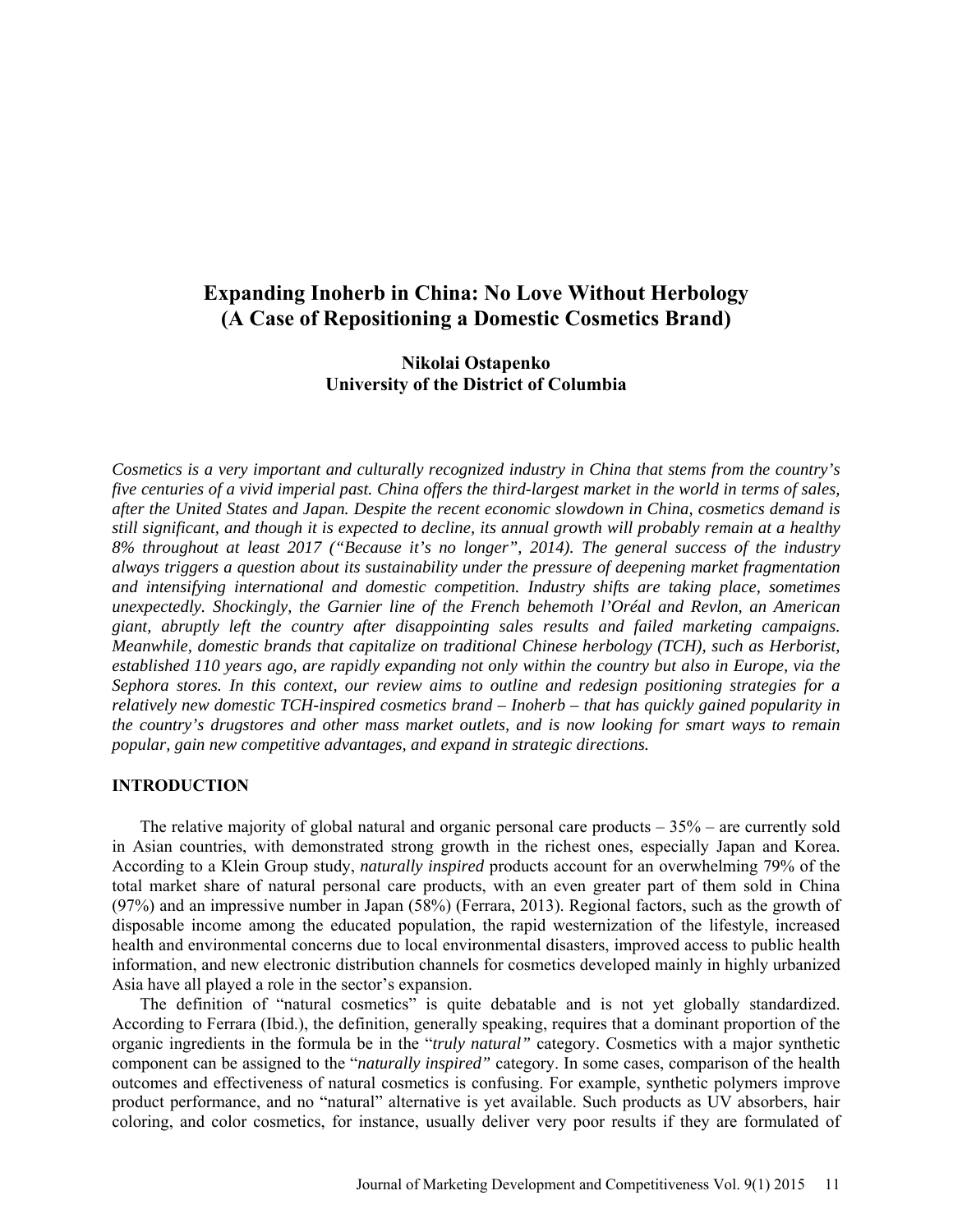# Expanding Inoherb in China: No Love Without Herbology (A Case of Repositioning a Domestic Cosmetics Brand)

**Nikolai Ostapenko**
**University of the District of Columbia**

*Cosmetics is a very important and culturally recognized industry in China that stems from the country's five centuries of a vivid imperial past. China offers the third-largest market in the world in terms of sales, after the United States and Japan. Despite the recent economic slowdown in China, cosmetics demand is still significant, and though it is expected to decline, its annual growth will probably remain at a healthy 8% throughout at least 2017 ("Because it's no longer", 2014). The general success of the industry always triggers a question about its sustainability under the pressure of deepening market fragmentation and intensifying international and domestic competition. Industry shifts are taking place, sometimes unexpectedly. Shockingly, the Garnier line of the French behemoth l'Oréal and Revlon, an American giant, abruptly left the country after disappointing sales results and failed marketing campaigns. Meanwhile, domestic brands that capitalize on traditional Chinese herbology (TCH), such as Herborist, established 110 years ago, are rapidly expanding not only within the country but also in Europe, via the Sephora stores. In this context, our review aims to outline and redesign positioning strategies for a relatively new domestic TCH-inspired cosmetics brand – Inoherb – that has quickly gained popularity in the country's drugstores and other mass market outlets, and is now looking for smart ways to remain popular, gain new competitive advantages, and expand in strategic directions.*

## INTRODUCTION

The relative majority of global natural and organic personal care products – 35% – are currently sold in Asian countries, with demonstrated strong growth in the richest ones, especially Japan and Korea. According to a Klein Group study, *naturally inspired* products account for an overwhelming 79% of the total market share of natural personal care products, with an even greater part of them sold in China (97%) and an impressive number in Japan (58%) (Ferrara, 2013). Regional factors, such as the growth of disposable income among the educated population, the rapid westernization of the lifestyle, increased health and environmental concerns due to local environmental disasters, improved access to public health information, and new electronic distribution channels for cosmetics developed mainly in highly urbanized Asia have all played a role in the sector's expansion.

The definition of "natural cosmetics" is quite debatable and is not yet globally standardized. According to Ferrara (Ibid.), the definition, generally speaking, requires that a dominant proportion of the organic ingredients in the formula be in the "*truly natural"* category. Cosmetics with a major synthetic component can be assigned to the "*naturally inspired"* category. In some cases, comparison of the health outcomes and effectiveness of natural cosmetics is confusing. For example, synthetic polymers improve product performance, and no "natural" alternative is yet available. Such products as UV absorbers, hair coloring, and color cosmetics, for instance, usually deliver very poor results if they are formulated of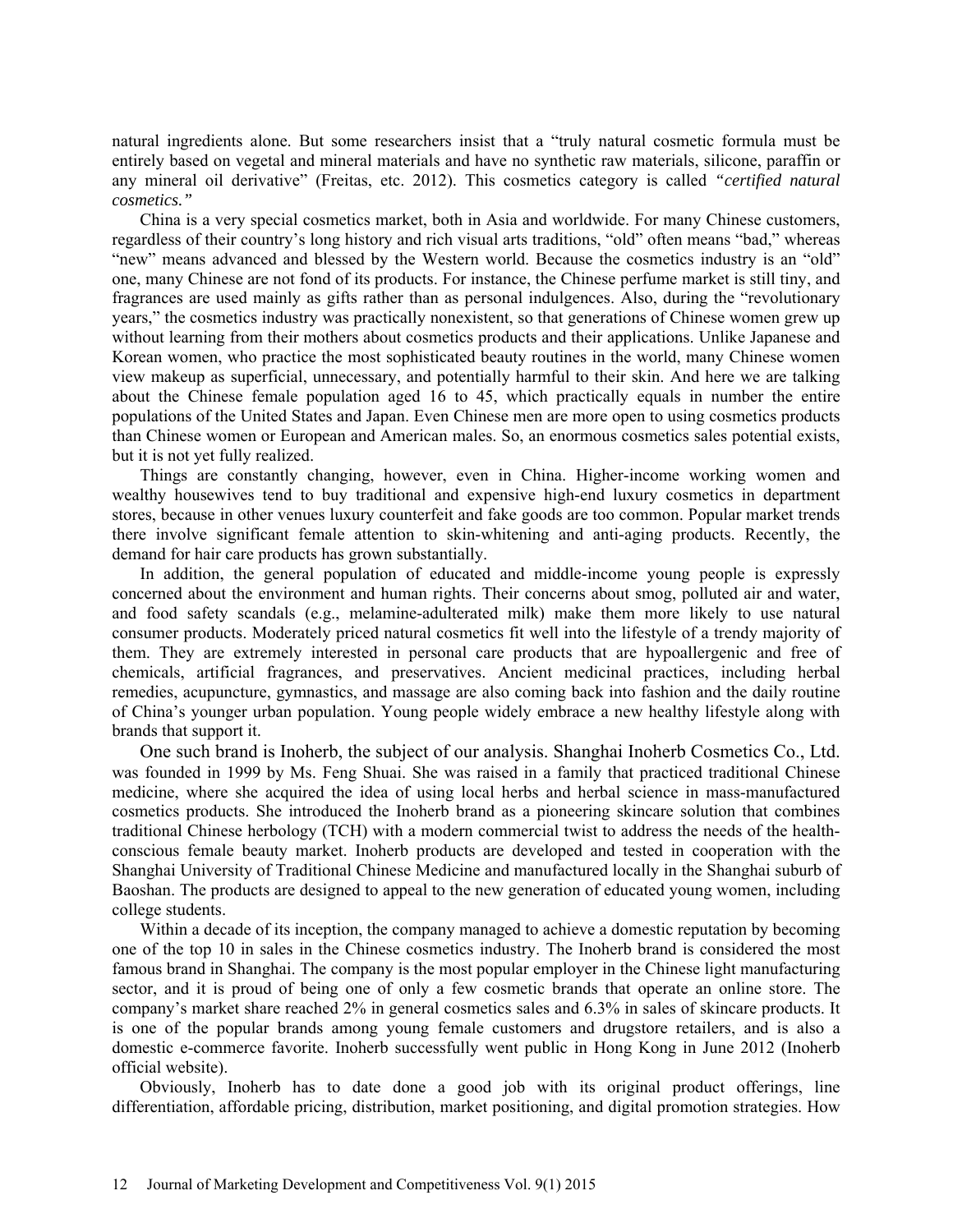natural ingredients alone. But some researchers insist that a "truly natural cosmetic formula must be entirely based on vegetal and mineral materials and have no synthetic raw materials, silicone, paraffin or any mineral oil derivative" (Freitas, etc. 2012). This cosmetics category is called *"certified natural cosmetics."*

China is a very special cosmetics market, both in Asia and worldwide. For many Chinese customers, regardless of their country's long history and rich visual arts traditions, "old" often means "bad," whereas "new" means advanced and blessed by the Western world. Because the cosmetics industry is an "old" one, many Chinese are not fond of its products. For instance, the Chinese perfume market is still tiny, and fragrances are used mainly as gifts rather than as personal indulgences. Also, during the "revolutionary years," the cosmetics industry was practically nonexistent, so that generations of Chinese women grew up without learning from their mothers about cosmetics products and their applications. Unlike Japanese and Korean women, who practice the most sophisticated beauty routines in the world, many Chinese women view makeup as superficial, unnecessary, and potentially harmful to their skin. And here we are talking about the Chinese female population aged 16 to 45, which practically equals in number the entire populations of the United States and Japan. Even Chinese men are more open to using cosmetics products than Chinese women or European and American males. So, an enormous cosmetics sales potential exists, but it is not yet fully realized.

Things are constantly changing, however, even in China. Higher-income working women and wealthy housewives tend to buy traditional and expensive high-end luxury cosmetics in department stores, because in other venues luxury counterfeit and fake goods are too common. Popular market trends there involve significant female attention to skin-whitening and anti-aging products. Recently, the demand for hair care products has grown substantially.

In addition, the general population of educated and middle-income young people is expressly concerned about the environment and human rights. Their concerns about smog, polluted air and water, and food safety scandals (e.g., melamine-adulterated milk) make them more likely to use natural consumer products. Moderately priced natural cosmetics fit well into the lifestyle of a trendy majority of them. They are extremely interested in personal care products that are hypoallergenic and free of chemicals, artificial fragrances, and preservatives. Ancient medicinal practices, including herbal remedies, acupuncture, gymnastics, and massage are also coming back into fashion and the daily routine of China's younger urban population. Young people widely embrace a new healthy lifestyle along with brands that support it.

One such brand is Inoherb, the subject of our analysis. Shanghai Inoherb Cosmetics Co., Ltd. was founded in 1999 by Ms. Feng Shuai. She was raised in a family that practiced traditional Chinese medicine, where she acquired the idea of using local herbs and herbal science in mass-manufactured cosmetics products. She introduced the Inoherb brand as a pioneering skincare solution that combines traditional Chinese herbology (TCH) with a modern commercial twist to address the needs of the health-conscious female beauty market. Inoherb products are developed and tested in cooperation with the Shanghai University of Traditional Chinese Medicine and manufactured locally in the Shanghai suburb of Baoshan. The products are designed to appeal to the new generation of educated young women, including college students.

Within a decade of its inception, the company managed to achieve a domestic reputation by becoming one of the top 10 in sales in the Chinese cosmetics industry. The Inoherb brand is considered the most famous brand in Shanghai. The company is the most popular employer in the Chinese light manufacturing sector, and it is proud of being one of only a few cosmetic brands that operate an online store. The company's market share reached 2% in general cosmetics sales and 6.3% in sales of skincare products. It is one of the popular brands among young female customers and drugstore retailers, and is also a domestic e-commerce favorite. Inoherb successfully went public in Hong Kong in June 2012 (Inoherb official website).

Obviously, Inoherb has to date done a good job with its original product offerings, line differentiation, affordable pricing, distribution, market positioning, and digital promotion strategies. How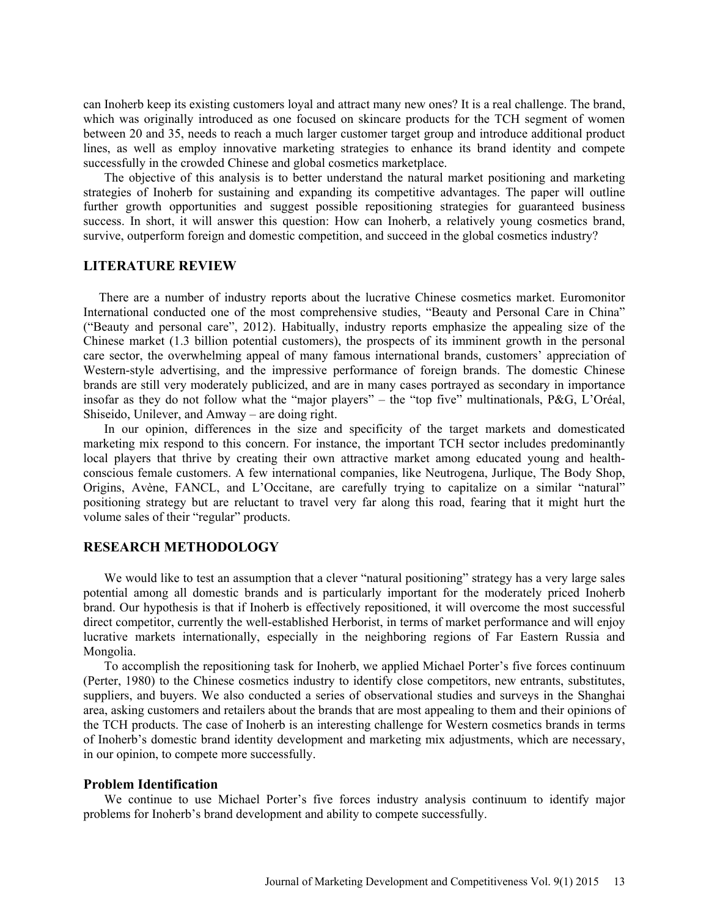can Inoherb keep its existing customers loyal and attract many new ones? It is a real challenge. The brand, which was originally introduced as one focused on skincare products for the TCH segment of women between 20 and 35, needs to reach a much larger customer target group and introduce additional product lines, as well as employ innovative marketing strategies to enhance its brand identity and compete successfully in the crowded Chinese and global cosmetics marketplace.

The objective of this analysis is to better understand the natural market positioning and marketing strategies of Inoherb for sustaining and expanding its competitive advantages. The paper will outline further growth opportunities and suggest possible repositioning strategies for guaranteed business success. In short, it will answer this question: How can Inoherb, a relatively young cosmetics brand, survive, outperform foreign and domestic competition, and succeed in the global cosmetics industry?

## LITERATURE REVIEW

There are a number of industry reports about the lucrative Chinese cosmetics market. Euromonitor International conducted one of the most comprehensive studies, "Beauty and Personal Care in China" ("Beauty and personal care", 2012). Habitually, industry reports emphasize the appealing size of the Chinese market (1.3 billion potential customers), the prospects of its imminent growth in the personal care sector, the overwhelming appeal of many famous international brands, customers' appreciation of Western-style advertising, and the impressive performance of foreign brands. The domestic Chinese brands are still very moderately publicized, and are in many cases portrayed as secondary in importance insofar as they do not follow what the "major players" – the "top five" multinationals, P&G, L'Oréal, Shiseido, Unilever, and Amway – are doing right.

In our opinion, differences in the size and specificity of the target markets and domesticated marketing mix respond to this concern. For instance, the important TCH sector includes predominantly local players that thrive by creating their own attractive market among educated young and health-conscious female customers. A few international companies, like Neutrogena, Jurlique, The Body Shop, Origins, Avène, FANCL, and L'Occitane, are carefully trying to capitalize on a similar "natural" positioning strategy but are reluctant to travel very far along this road, fearing that it might hurt the volume sales of their "regular" products.

## RESEARCH METHODOLOGY

We would like to test an assumption that a clever "natural positioning" strategy has a very large sales potential among all domestic brands and is particularly important for the moderately priced Inoherb brand. Our hypothesis is that if Inoherb is effectively repositioned, it will overcome the most successful direct competitor, currently the well-established Herborist, in terms of market performance and will enjoy lucrative markets internationally, especially in the neighboring regions of Far Eastern Russia and Mongolia.

To accomplish the repositioning task for Inoherb, we applied Michael Porter's five forces continuum (Perter, 1980) to the Chinese cosmetics industry to identify close competitors, new entrants, substitutes, suppliers, and buyers. We also conducted a series of observational studies and surveys in the Shanghai area, asking customers and retailers about the brands that are most appealing to them and their opinions of the TCH products. The case of Inoherb is an interesting challenge for Western cosmetics brands in terms of Inoherb's domestic brand identity development and marketing mix adjustments, which are necessary, in our opinion, to compete more successfully.

### Problem Identification

We continue to use Michael Porter's five forces industry analysis continuum to identify major problems for Inoherb's brand development and ability to compete successfully.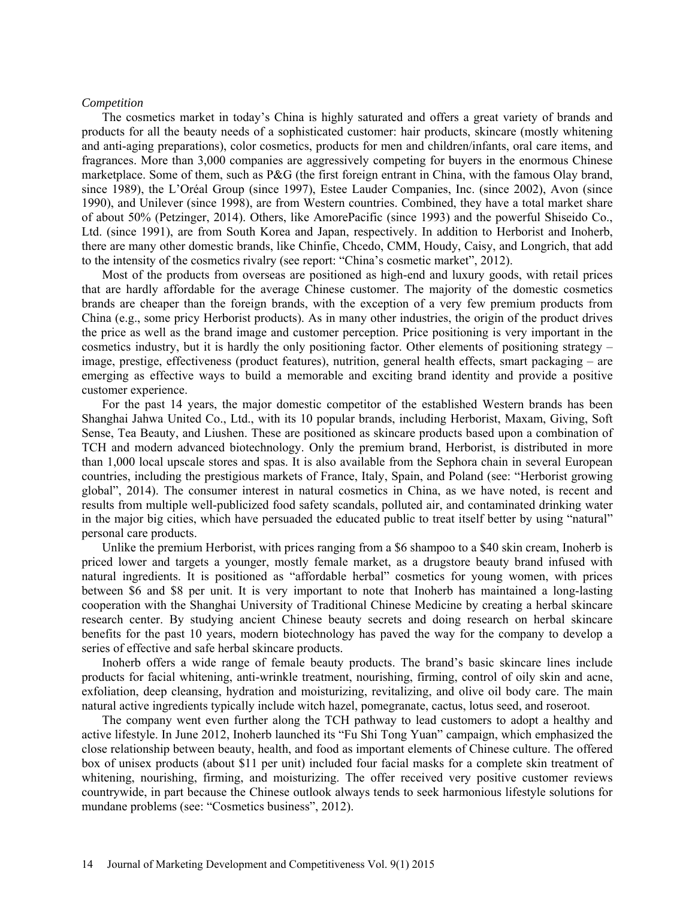*Competition*

The cosmetics market in today's China is highly saturated and offers a great variety of brands and products for all the beauty needs of a sophisticated customer: hair products, skincare (mostly whitening and anti-aging preparations), color cosmetics, products for men and children/infants, oral care items, and fragrances. More than 3,000 companies are aggressively competing for buyers in the enormous Chinese marketplace. Some of them, such as P&G (the first foreign entrant in China, with the famous Olay brand, since 1989), the L'Oréal Group (since 1997), Estee Lauder Companies, Inc. (since 2002), Avon (since 1990), and Unilever (since 1998), are from Western countries. Combined, they have a total market share of about 50% (Petzinger, 2014). Others, like AmorePacific (since 1993) and the powerful Shiseido Co., Ltd. (since 1991), are from South Korea and Japan, respectively. In addition to Herborist and Inoherb, there are many other domestic brands, like Chinfie, Chcedo, CMM, Houdy, Caisy, and Longrich, that add to the intensity of the cosmetics rivalry (see report: "China's cosmetic market", 2012).

Most of the products from overseas are positioned as high-end and luxury goods, with retail prices that are hardly affordable for the average Chinese customer. The majority of the domestic cosmetics brands are cheaper than the foreign brands, with the exception of a very few premium products from China (e.g., some pricy Herborist products). As in many other industries, the origin of the product drives the price as well as the brand image and customer perception. Price positioning is very important in the cosmetics industry, but it is hardly the only positioning factor. Other elements of positioning strategy – image, prestige, effectiveness (product features), nutrition, general health effects, smart packaging – are emerging as effective ways to build a memorable and exciting brand identity and provide a positive customer experience.

For the past 14 years, the major domestic competitor of the established Western brands has been Shanghai Jahwa United Co., Ltd., with its 10 popular brands, including Herborist, Maxam, Giving, Soft Sense, Tea Beauty, and Liushen. These are positioned as skincare products based upon a combination of TCH and modern advanced biotechnology. Only the premium brand, Herborist, is distributed in more than 1,000 local upscale stores and spas. It is also available from the Sephora chain in several European countries, including the prestigious markets of France, Italy, Spain, and Poland (see: "Herborist growing global", 2014). The consumer interest in natural cosmetics in China, as we have noted, is recent and results from multiple well-publicized food safety scandals, polluted air, and contaminated drinking water in the major big cities, which have persuaded the educated public to treat itself better by using "natural" personal care products.

Unlike the premium Herborist, with prices ranging from a $6 shampoo to a $40 skin cream, Inoherb is priced lower and targets a younger, mostly female market, as a drugstore beauty brand infused with natural ingredients. It is positioned as "affordable herbal" cosmetics for young women, with prices between $6 and $8 per unit. It is very important to note that Inoherb has maintained a long-lasting cooperation with the Shanghai University of Traditional Chinese Medicine by creating a herbal skincare research center. By studying ancient Chinese beauty secrets and doing research on herbal skincare benefits for the past 10 years, modern biotechnology has paved the way for the company to develop a series of effective and safe herbal skincare products.

Inoherb offers a wide range of female beauty products. The brand's basic skincare lines include products for facial whitening, anti-wrinkle treatment, nourishing, firming, control of oily skin and acne, exfoliation, deep cleansing, hydration and moisturizing, revitalizing, and olive oil body care. The main natural active ingredients typically include witch hazel, pomegranate, cactus, lotus seed, and roseroot.

The company went even further along the TCH pathway to lead customers to adopt a healthy and active lifestyle. In June 2012, Inoherb launched its "Fu Shi Tong Yuan" campaign, which emphasized the close relationship between beauty, health, and food as important elements of Chinese culture. The offered box of unisex products (about $11 per unit) included four facial masks for a complete skin treatment of whitening, nourishing, firming, and moisturizing. The offer received very positive customer reviews countrywide, in part because the Chinese outlook always tends to seek harmonious lifestyle solutions for mundane problems (see: "Cosmetics business", 2012).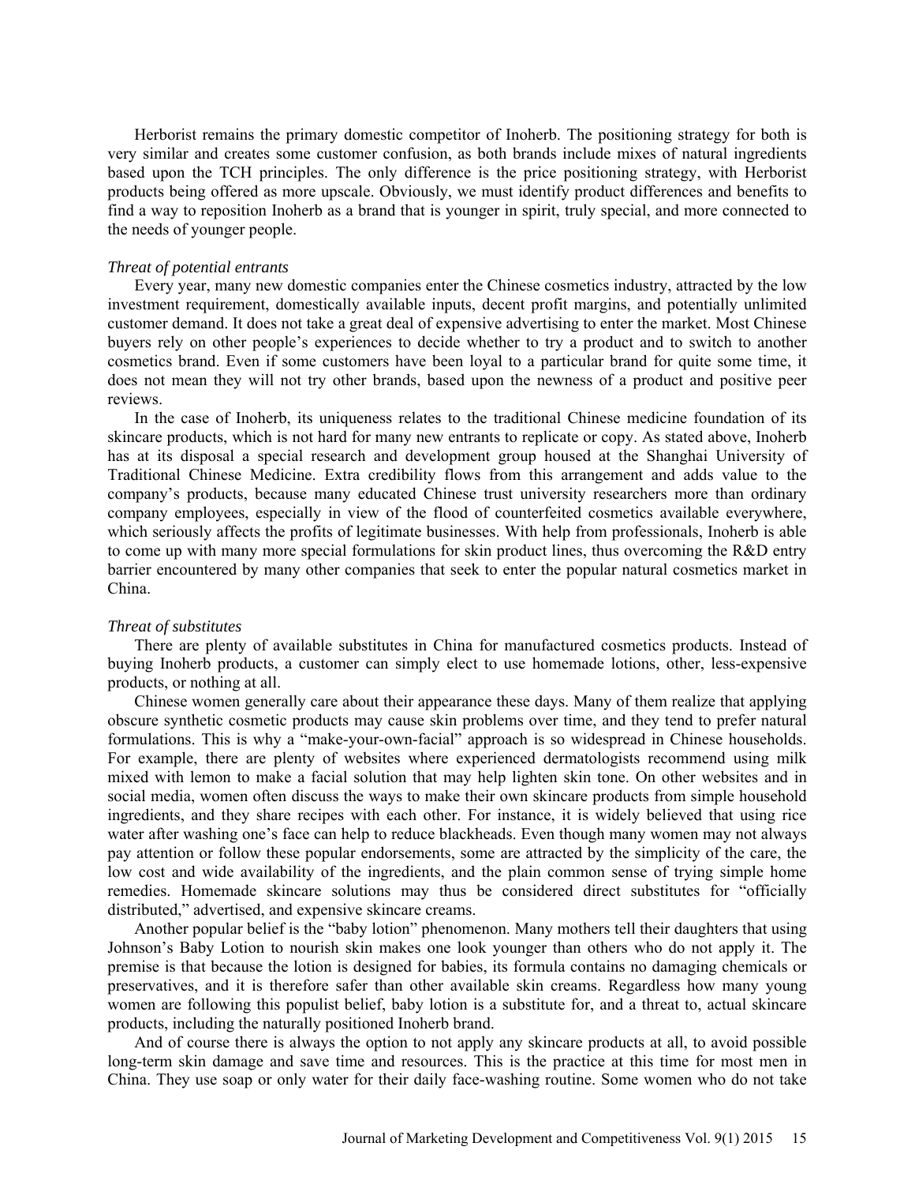Herborist remains the primary domestic competitor of Inoherb. The positioning strategy for both is very similar and creates some customer confusion, as both brands include mixes of natural ingredients based upon the TCH principles. The only difference is the price positioning strategy, with Herborist products being offered as more upscale. Obviously, we must identify product differences and benefits to find a way to reposition Inoherb as a brand that is younger in spirit, truly special, and more connected to the needs of younger people.

*Threat of potential entrants*

Every year, many new domestic companies enter the Chinese cosmetics industry, attracted by the low investment requirement, domestically available inputs, decent profit margins, and potentially unlimited customer demand. It does not take a great deal of expensive advertising to enter the market. Most Chinese buyers rely on other people's experiences to decide whether to try a product and to switch to another cosmetics brand. Even if some customers have been loyal to a particular brand for quite some time, it does not mean they will not try other brands, based upon the newness of a product and positive peer reviews.

In the case of Inoherb, its uniqueness relates to the traditional Chinese medicine foundation of its skincare products, which is not hard for many new entrants to replicate or copy. As stated above, Inoherb has at its disposal a special research and development group housed at the Shanghai University of Traditional Chinese Medicine. Extra credibility flows from this arrangement and adds value to the company's products, because many educated Chinese trust university researchers more than ordinary company employees, especially in view of the flood of counterfeited cosmetics available everywhere, which seriously affects the profits of legitimate businesses. With help from professionals, Inoherb is able to come up with many more special formulations for skin product lines, thus overcoming the R&D entry barrier encountered by many other companies that seek to enter the popular natural cosmetics market in China.

*Threat of substitutes*

There are plenty of available substitutes in China for manufactured cosmetics products. Instead of buying Inoherb products, a customer can simply elect to use homemade lotions, other, less-expensive products, or nothing at all.

Chinese women generally care about their appearance these days. Many of them realize that applying obscure synthetic cosmetic products may cause skin problems over time, and they tend to prefer natural formulations. This is why a "make-your-own-facial" approach is so widespread in Chinese households. For example, there are plenty of websites where experienced dermatologists recommend using milk mixed with lemon to make a facial solution that may help lighten skin tone. On other websites and in social media, women often discuss the ways to make their own skincare products from simple household ingredients, and they share recipes with each other. For instance, it is widely believed that using rice water after washing one's face can help to reduce blackheads. Even though many women may not always pay attention or follow these popular endorsements, some are attracted by the simplicity of the care, the low cost and wide availability of the ingredients, and the plain common sense of trying simple home remedies. Homemade skincare solutions may thus be considered direct substitutes for "officially distributed," advertised, and expensive skincare creams.

Another popular belief is the "baby lotion" phenomenon. Many mothers tell their daughters that using Johnson's Baby Lotion to nourish skin makes one look younger than others who do not apply it. The premise is that because the lotion is designed for babies, its formula contains no damaging chemicals or preservatives, and it is therefore safer than other available skin creams. Regardless how many young women are following this populist belief, baby lotion is a substitute for, and a threat to, actual skincare products, including the naturally positioned Inoherb brand.

And of course there is always the option to not apply any skincare products at all, to avoid possible long-term skin damage and save time and resources. This is the practice at this time for most men in China. They use soap or only water for their daily face-washing routine. Some women who do not take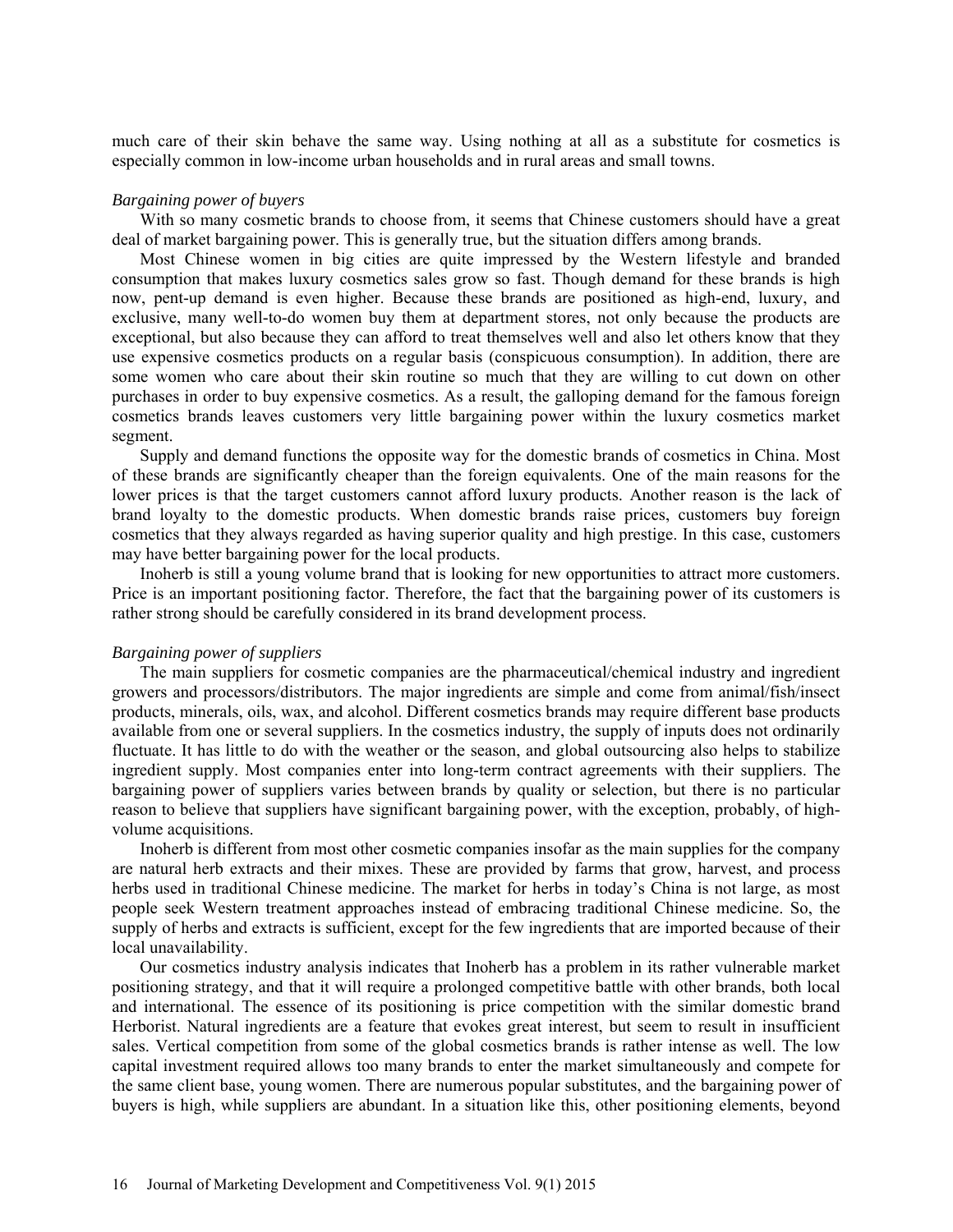much care of their skin behave the same way. Using nothing at all as a substitute for cosmetics is especially common in low-income urban households and in rural areas and small towns.

*Bargaining power of buyers*

With so many cosmetic brands to choose from, it seems that Chinese customers should have a great deal of market bargaining power. This is generally true, but the situation differs among brands.

Most Chinese women in big cities are quite impressed by the Western lifestyle and branded consumption that makes luxury cosmetics sales grow so fast. Though demand for these brands is high now, pent-up demand is even higher. Because these brands are positioned as high-end, luxury, and exclusive, many well-to-do women buy them at department stores, not only because the products are exceptional, but also because they can afford to treat themselves well and also let others know that they use expensive cosmetics products on a regular basis (conspicuous consumption). In addition, there are some women who care about their skin routine so much that they are willing to cut down on other purchases in order to buy expensive cosmetics. As a result, the galloping demand for the famous foreign cosmetics brands leaves customers very little bargaining power within the luxury cosmetics market segment.

Supply and demand functions the opposite way for the domestic brands of cosmetics in China. Most of these brands are significantly cheaper than the foreign equivalents. One of the main reasons for the lower prices is that the target customers cannot afford luxury products. Another reason is the lack of brand loyalty to the domestic products. When domestic brands raise prices, customers buy foreign cosmetics that they always regarded as having superior quality and high prestige. In this case, customers may have better bargaining power for the local products.

Inoherb is still a young volume brand that is looking for new opportunities to attract more customers. Price is an important positioning factor. Therefore, the fact that the bargaining power of its customers is rather strong should be carefully considered in its brand development process.

*Bargaining power of suppliers*

The main suppliers for cosmetic companies are the pharmaceutical/chemical industry and ingredient growers and processors/distributors. The major ingredients are simple and come from animal/fish/insect products, minerals, oils, wax, and alcohol. Different cosmetics brands may require different base products available from one or several suppliers. In the cosmetics industry, the supply of inputs does not ordinarily fluctuate. It has little to do with the weather or the season, and global outsourcing also helps to stabilize ingredient supply. Most companies enter into long-term contract agreements with their suppliers. The bargaining power of suppliers varies between brands by quality or selection, but there is no particular reason to believe that suppliers have significant bargaining power, with the exception, probably, of high-volume acquisitions.

Inoherb is different from most other cosmetic companies insofar as the main supplies for the company are natural herb extracts and their mixes. These are provided by farms that grow, harvest, and process herbs used in traditional Chinese medicine. The market for herbs in today's China is not large, as most people seek Western treatment approaches instead of embracing traditional Chinese medicine. So, the supply of herbs and extracts is sufficient, except for the few ingredients that are imported because of their local unavailability.

Our cosmetics industry analysis indicates that Inoherb has a problem in its rather vulnerable market positioning strategy, and that it will require a prolonged competitive battle with other brands, both local and international. The essence of its positioning is price competition with the similar domestic brand Herborist. Natural ingredients are a feature that evokes great interest, but seem to result in insufficient sales. Vertical competition from some of the global cosmetics brands is rather intense as well. The low capital investment required allows too many brands to enter the market simultaneously and compete for the same client base, young women. There are numerous popular substitutes, and the bargaining power of buyers is high, while suppliers are abundant. In a situation like this, other positioning elements, beyond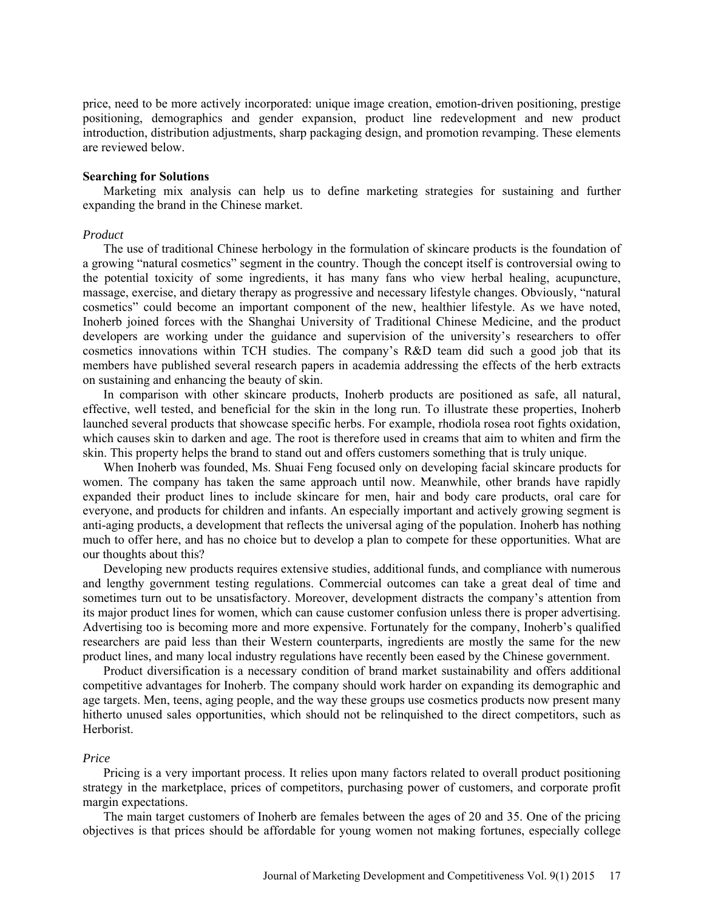price, need to be more actively incorporated: unique image creation, emotion-driven positioning, prestige positioning, demographics and gender expansion, product line redevelopment and new product introduction, distribution adjustments, sharp packaging design, and promotion revamping. These elements are reviewed below.

**Searching for Solutions**

Marketing mix analysis can help us to define marketing strategies for sustaining and further expanding the brand in the Chinese market.

*Product*

The use of traditional Chinese herbology in the formulation of skincare products is the foundation of a growing "natural cosmetics" segment in the country. Though the concept itself is controversial owing to the potential toxicity of some ingredients, it has many fans who view herbal healing, acupuncture, massage, exercise, and dietary therapy as progressive and necessary lifestyle changes. Obviously, "natural cosmetics" could become an important component of the new, healthier lifestyle. As we have noted, Inoherb joined forces with the Shanghai University of Traditional Chinese Medicine, and the product developers are working under the guidance and supervision of the university's researchers to offer cosmetics innovations within TCH studies. The company's R&D team did such a good job that its members have published several research papers in academia addressing the effects of the herb extracts on sustaining and enhancing the beauty of skin.

In comparison with other skincare products, Inoherb products are positioned as safe, all natural, effective, well tested, and beneficial for the skin in the long run. To illustrate these properties, Inoherb launched several products that showcase specific herbs. For example, rhodiola rosea root fights oxidation, which causes skin to darken and age. The root is therefore used in creams that aim to whiten and firm the skin. This property helps the brand to stand out and offers customers something that is truly unique.

When Inoherb was founded, Ms. Shuai Feng focused only on developing facial skincare products for women. The company has taken the same approach until now. Meanwhile, other brands have rapidly expanded their product lines to include skincare for men, hair and body care products, oral care for everyone, and products for children and infants. An especially important and actively growing segment is anti-aging products, a development that reflects the universal aging of the population. Inoherb has nothing much to offer here, and has no choice but to develop a plan to compete for these opportunities. What are our thoughts about this?

Developing new products requires extensive studies, additional funds, and compliance with numerous and lengthy government testing regulations. Commercial outcomes can take a great deal of time and sometimes turn out to be unsatisfactory. Moreover, development distracts the company's attention from its major product lines for women, which can cause customer confusion unless there is proper advertising. Advertising too is becoming more and more expensive. Fortunately for the company, Inoherb's qualified researchers are paid less than their Western counterparts, ingredients are mostly the same for the new product lines, and many local industry regulations have recently been eased by the Chinese government.

Product diversification is a necessary condition of brand market sustainability and offers additional competitive advantages for Inoherb. The company should work harder on expanding its demographic and age targets. Men, teens, aging people, and the way these groups use cosmetics products now present many hitherto unused sales opportunities, which should not be relinquished to the direct competitors, such as Herborist.

*Price*

Pricing is a very important process. It relies upon many factors related to overall product positioning strategy in the marketplace, prices of competitors, purchasing power of customers, and corporate profit margin expectations.

The main target customers of Inoherb are females between the ages of 20 and 35. One of the pricing objectives is that prices should be affordable for young women not making fortunes, especially college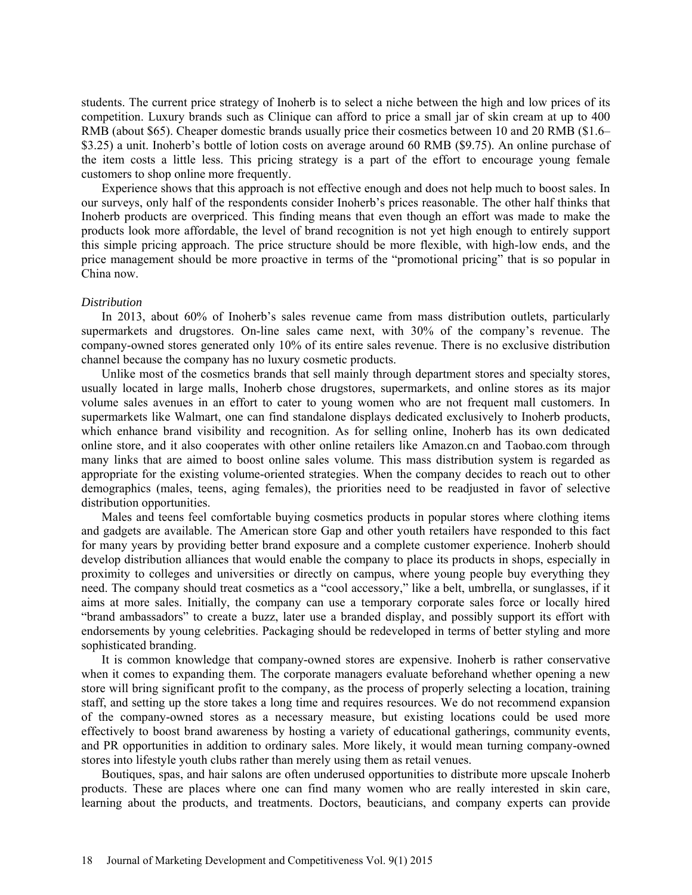students. The current price strategy of Inoherb is to select a niche between the high and low prices of its competition. Luxury brands such as Clinique can afford to price a small jar of skin cream at up to 400 RMB (about $65). Cheaper domestic brands usually price their cosmetics between 10 and 20 RMB ($1.6–$3.25) a unit. Inoherb's bottle of lotion costs on average around 60 RMB ($9.75). An online purchase of the item costs a little less. This pricing strategy is a part of the effort to encourage young female customers to shop online more frequently.

Experience shows that this approach is not effective enough and does not help much to boost sales. In our surveys, only half of the respondents consider Inoherb's prices reasonable. The other half thinks that Inoherb products are overpriced. This finding means that even though an effort was made to make the products look more affordable, the level of brand recognition is not yet high enough to entirely support this simple pricing approach. The price structure should be more flexible, with high-low ends, and the price management should be more proactive in terms of the "promotional pricing" that is so popular in China now.

*Distribution*

In 2013, about 60% of Inoherb's sales revenue came from mass distribution outlets, particularly supermarkets and drugstores. On-line sales came next, with 30% of the company's revenue. The company-owned stores generated only 10% of its entire sales revenue. There is no exclusive distribution channel because the company has no luxury cosmetic products.

Unlike most of the cosmetics brands that sell mainly through department stores and specialty stores, usually located in large malls, Inoherb chose drugstores, supermarkets, and online stores as its major volume sales avenues in an effort to cater to young women who are not frequent mall customers. In supermarkets like Walmart, one can find standalone displays dedicated exclusively to Inoherb products, which enhance brand visibility and recognition. As for selling online, Inoherb has its own dedicated online store, and it also cooperates with other online retailers like Amazon.cn and Taobao.com through many links that are aimed to boost online sales volume. This mass distribution system is regarded as appropriate for the existing volume-oriented strategies. When the company decides to reach out to other demographics (males, teens, aging females), the priorities need to be readjusted in favor of selective distribution opportunities.

Males and teens feel comfortable buying cosmetics products in popular stores where clothing items and gadgets are available. The American store Gap and other youth retailers have responded to this fact for many years by providing better brand exposure and a complete customer experience. Inoherb should develop distribution alliances that would enable the company to place its products in shops, especially in proximity to colleges and universities or directly on campus, where young people buy everything they need. The company should treat cosmetics as a "cool accessory," like a belt, umbrella, or sunglasses, if it aims at more sales. Initially, the company can use a temporary corporate sales force or locally hired "brand ambassadors" to create a buzz, later use a branded display, and possibly support its effort with endorsements by young celebrities. Packaging should be redeveloped in terms of better styling and more sophisticated branding.

It is common knowledge that company-owned stores are expensive. Inoherb is rather conservative when it comes to expanding them. The corporate managers evaluate beforehand whether opening a new store will bring significant profit to the company, as the process of properly selecting a location, training staff, and setting up the store takes a long time and requires resources. We do not recommend expansion of the company-owned stores as a necessary measure, but existing locations could be used more effectively to boost brand awareness by hosting a variety of educational gatherings, community events, and PR opportunities in addition to ordinary sales. More likely, it would mean turning company-owned stores into lifestyle youth clubs rather than merely using them as retail venues.

Boutiques, spas, and hair salons are often underused opportunities to distribute more upscale Inoherb products. These are places where one can find many women who are really interested in skin care, learning about the products, and treatments. Doctors, beauticians, and company experts can provide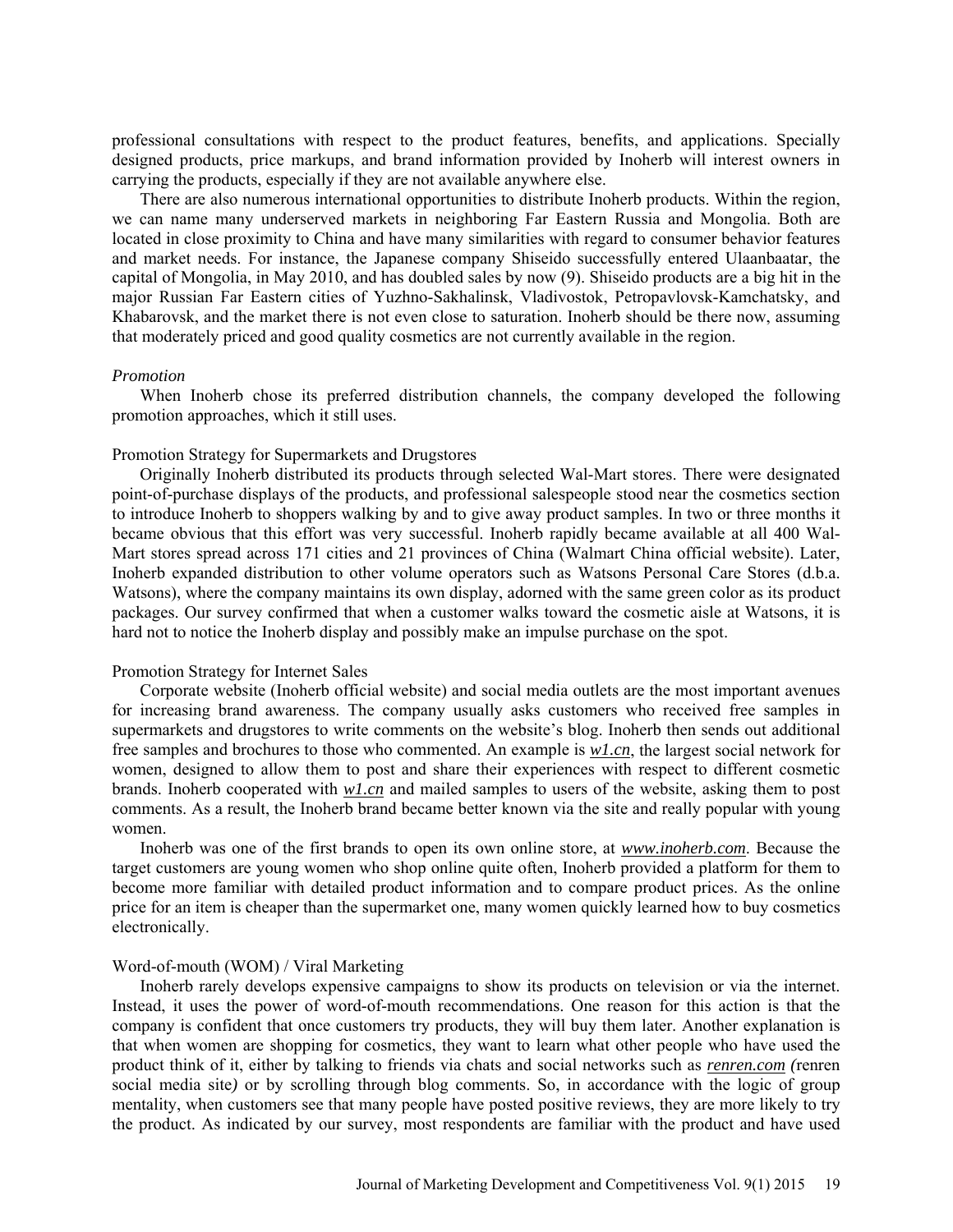professional consultations with respect to the product features, benefits, and applications. Specially designed products, price markups, and brand information provided by Inoherb will interest owners in carrying the products, especially if they are not available anywhere else.

There are also numerous international opportunities to distribute Inoherb products. Within the region, we can name many underserved markets in neighboring Far Eastern Russia and Mongolia. Both are located in close proximity to China and have many similarities with regard to consumer behavior features and market needs. For instance, the Japanese company Shiseido successfully entered Ulaanbaatar, the capital of Mongolia, in May 2010, and has doubled sales by now (9). Shiseido products are a big hit in the major Russian Far Eastern cities of Yuzhno-Sakhalinsk, Vladivostok, Petropavlovsk-Kamchatsky, and Khabarovsk, and the market there is not even close to saturation. Inoherb should be there now, assuming that moderately priced and good quality cosmetics are not currently available in the region.

### *Promotion*

When Inoherb chose its preferred distribution channels, the company developed the following promotion approaches, which it still uses.

#### Promotion Strategy for Supermarkets and Drugstores

Originally Inoherb distributed its products through selected Wal-Mart stores. There were designated point-of-purchase displays of the products, and professional salespeople stood near the cosmetics section to introduce Inoherb to shoppers walking by and to give away product samples. In two or three months it became obvious that this effort was very successful. Inoherb rapidly became available at all 400 Wal-Mart stores spread across 171 cities and 21 provinces of China (Walmart China official website). Later, Inoherb expanded distribution to other volume operators such as Watsons Personal Care Stores (d.b.a. Watsons), where the company maintains its own display, adorned with the same green color as its product packages. Our survey confirmed that when a customer walks toward the cosmetic aisle at Watsons, it is hard not to notice the Inoherb display and possibly make an impulse purchase on the spot.

#### Promotion Strategy for Internet Sales

Corporate website (Inoherb official website) and social media outlets are the most important avenues for increasing brand awareness. The company usually asks customers who received free samples in supermarkets and drugstores to write comments on the website's blog. Inoherb then sends out additional free samples and brochures to those who commented. An example is ***w1.cn***, the largest social network for women, designed to allow them to post and share their experiences with respect to different cosmetic brands. Inoherb cooperated with ***w1.cn*** and mailed samples to users of the website, asking them to post comments. As a result, the Inoherb brand became better known via the site and really popular with young women.

Inoherb was one of the first brands to open its own online store, at ***www.inoherb.com***. Because the target customers are young women who shop online quite often, Inoherb provided a platform for them to become more familiar with detailed product information and to compare product prices. As the online price for an item is cheaper than the supermarket one, many women quickly learned how to buy cosmetics electronically.

#### Word-of-mouth (WOM) / Viral Marketing

Inoherb rarely develops expensive campaigns to show its products on television or via the internet. Instead, it uses the power of word-of-mouth recommendations. One reason for this action is that the company is confident that once customers try products, they will buy them later. Another explanation is that when women are shopping for cosmetics, they want to learn what other people who have used the product think of it, either by talking to friends via chats and social networks such as ***renren.com*** *(*renren social media site*)* or by scrolling through blog comments. So, in accordance with the logic of group mentality, when customers see that many people have posted positive reviews, they are more likely to try the product. As indicated by our survey, most respondents are familiar with the product and have used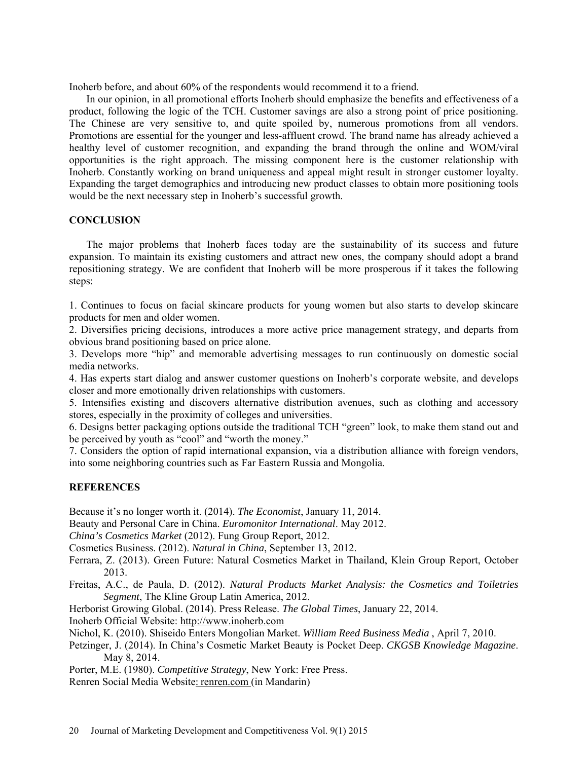Inoherb before, and about 60% of the respondents would recommend it to a friend.

In our opinion, in all promotional efforts Inoherb should emphasize the benefits and effectiveness of a product, following the logic of the TCH. Customer savings are also a strong point of price positioning. The Chinese are very sensitive to, and quite spoiled by, numerous promotions from all vendors. Promotions are essential for the younger and less-affluent crowd. The brand name has already achieved a healthy level of customer recognition, and expanding the brand through the online and WOM/viral opportunities is the right approach. The missing component here is the customer relationship with Inoherb. Constantly working on brand uniqueness and appeal might result in stronger customer loyalty. Expanding the target demographics and introducing new product classes to obtain more positioning tools would be the next necessary step in Inoherb's successful growth.

## CONCLUSION

The major problems that Inoherb faces today are the sustainability of its success and future expansion. To maintain its existing customers and attract new ones, the company should adopt a brand repositioning strategy. We are confident that Inoherb will be more prosperous if it takes the following steps:

1. Continues to focus on facial skincare products for young women but also starts to develop skincare products for men and older women.
2. Diversifies pricing decisions, introduces a more active price management strategy, and departs from obvious brand positioning based on price alone.
3. Develops more "hip" and memorable advertising messages to run continuously on domestic social media networks.
4. Has experts start dialog and answer customer questions on Inoherb's corporate website, and develops closer and more emotionally driven relationships with customers.
5. Intensifies existing and discovers alternative distribution avenues, such as clothing and accessory stores, especially in the proximity of colleges and universities.
6. Designs better packaging options outside the traditional TCH "green" look, to make them stand out and be perceived by youth as "cool" and "worth the money."
7. Considers the option of rapid international expansion, via a distribution alliance with foreign vendors, into some neighboring countries such as Far Eastern Russia and Mongolia.

## REFERENCES

Because it's no longer worth it. (2014). *The Economist*, January 11, 2014.

Beauty and Personal Care in China. *Euromonitor International*. May 2012.

*China's Cosmetics Market* (2012). Fung Group Report, 2012.

Cosmetics Business. (2012). *Natural in China*, September 13, 2012.

Ferrara, Z. (2013). Green Future: Natural Cosmetics Market in Thailand, Klein Group Report, October 2013.

Freitas, A.C., de Paula, D. (2012). *Natural Products Market Analysis: the Cosmetics and Toiletries Segment*, The Kline Group Latin America, 2012.

Herborist Growing Global. (2014). Press Release. *The Global Times*, January 22, 2014.

Inoherb Official Website: http://www.inoherb.com

Nichol, K. (2010). Shiseido Enters Mongolian Market. *William Reed Business Media* , April 7, 2010.

Petzinger, J. (2014). In China's Cosmetic Market Beauty is Pocket Deep. *CKGSB Knowledge Magazine*. May 8, 2014.

Porter, M.E. (1980). *Competitive Strategy*, New York: Free Press.

Renren Social Media Website: renren.com (in Mandarin)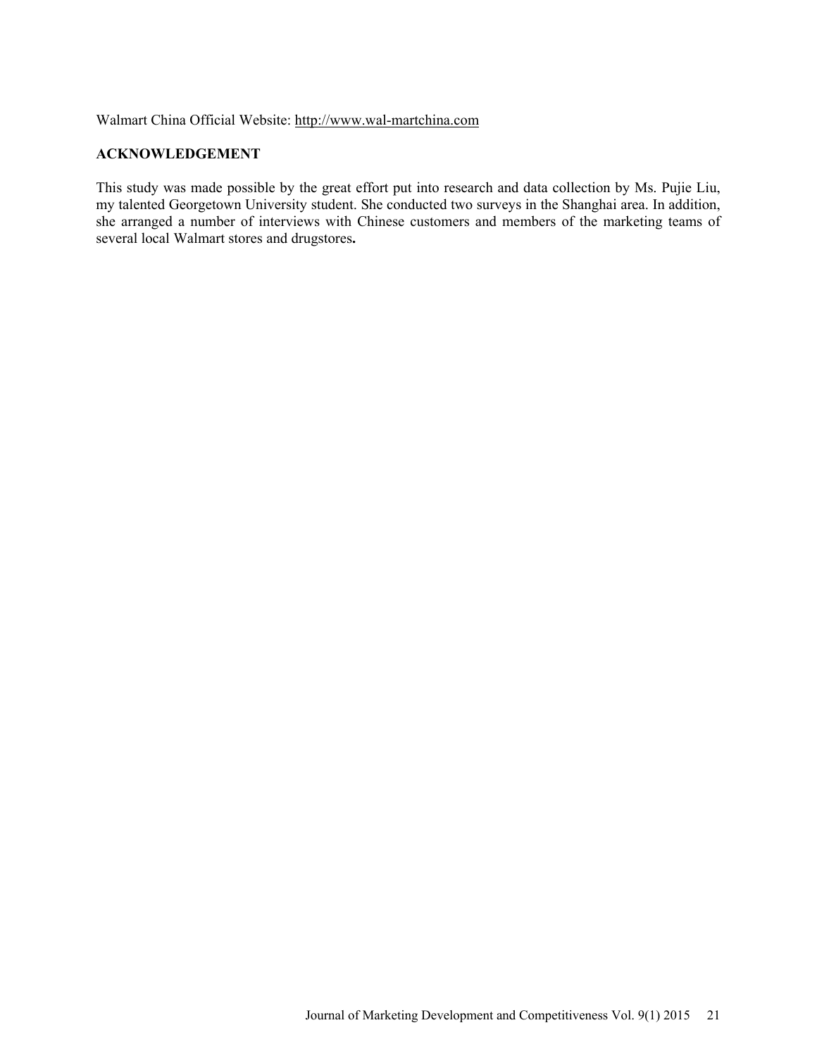Walmart China Official Website: http://www.wal-martchina.com

## ACKNOWLEDGEMENT

This study was made possible by the great effort put into research and data collection by Ms. Pujie Liu, my talented Georgetown University student. She conducted two surveys in the Shanghai area. In addition, she arranged a number of interviews with Chinese customers and members of the marketing teams of several local Walmart stores and drugstores**.**